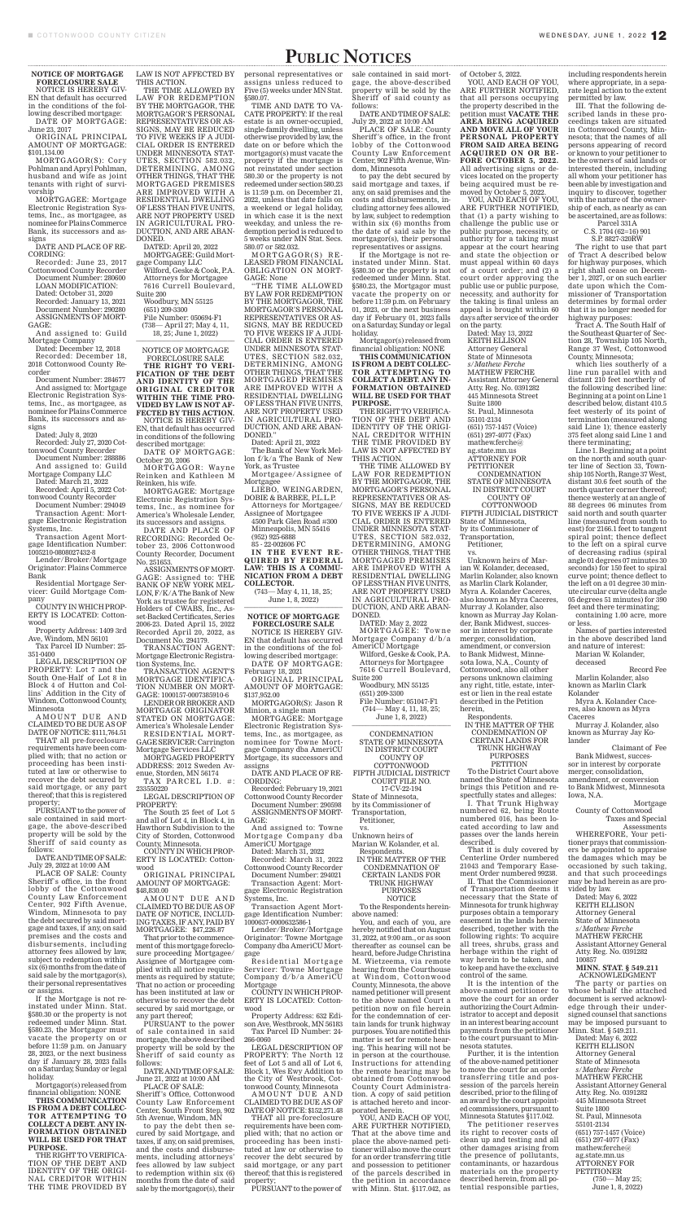# PUBLIC NOTICES

**NOTICE OF MORTGAGE FORECLOSURE SALE**

NOTICE IS HEREBY GIVEN that default has occurred in the conditions of the following described mortgage:

DATE OF MORTGAGE: June 23, 2017

ORIGINAL PRINCIPAL AMOUNT OF MORTGAGE: $101,134.00

MORTGAGOR(S): Cory Pohlman and Apryl Pohlman, husband and wife as joint tenants with right of survivorship

MORTGAGEE: Mortgage Electronic Registration Systems, Inc., as mortgagee, as nominee for Plains Commerce Bank, its successors and assigns

DATE AND PLACE OF RECORDING:
Recorded: June 23, 2017 Cottonwood County Recorder
Document Number: 280600

LOAN MODIFICATION:
Dated: October 31, 2020
Recorded: January 13, 2021
Document Number: 290280

ASSIGNMENTS OF MORTGAGE:
And assigned to: Guild Mortgage Company
Dated: December 12, 2018
Recorded: December 18, 2018 Cottonwood County Recorder
Document Number: 284677
And assigned to: Mortgage Electronic Registration Systems, Inc., as mortgagee, as nominee for Plains Commerce Bank, its successors and assigns
Dated: July 8, 2020
Recorded: July 27, 2020 Cottonwood County Recorder
Document Number: 288886
And assigned to: Guild Mortgage Company LLC
Dated: March 21, 2022
Recorded: April 5, 2022 Cottonwood County Recorder
Document Number: 294049

Transaction Agent: Mortgage Electronic Registration Systems, Inc.

Transaction Agent Mortgage Identification Number: 1005210-0808027432-8

Lender/Broker/Mortgage Originator: Plains Commerce Bank

Residential Mortgage Servicer: Guild Mortgage Company

COUNTY IN WHICH PROPERTY IS LOCATED: Cottonwood

Property Address: 1409 3rd Ave, Windom, MN 56101

Tax Parcel ID Number: 25-351-0400

LEGAL DESCRIPTION OF PROPERTY: Lot 7 and the South One-Half of Lot 8 in Block 4 of Hutton and Collins Addition in the City of Windom, Cottonwood County, Minnesota

AMOUNT DUE AND CLAIMED TO BE DUE AS OF DATE OF NOTICE: $111,764.51

THAT all pre-foreclosure requirements have been complied with; that no action or proceeding has been instituted at law or otherwise to recover the debt secured by said mortgage, or any part thereof; that this is registered property;

PURSUANT to the power of sale contained in said mortgage, the above-described property will be sold by the Sheriff of said county as follows:

DATE AND TIME OF SALE: July 29, 2022 at 10:00 AM

PLACE OF SALE: County Sheriff's office, in the front lobby of the Cottonwood County Law Enforcement Center, 902 Fifth Avenue, Windom, Minnesota to pay the debt secured by said mortgage and taxes, if any, on said premises and the costs and disbursements, including attorney fees allowed by law, subject to redemption within six (6) months from the date of said sale by the mortgagor(s), their personal representatives or assigns.

If the Mortgage is not reinstated under Minn. Stat. §580.30 or the property is not redeemed under Minn. Stat. §580.23, the Mortgagor must vacate the property on or before 11:59 p.m. on January 28, 2023, or the next business day if January 28, 2023 falls on a Saturday, Sunday or legal holiday.

Mortgagor(s) released from financial obligation: NONE

**THIS COMMUNICATION IS FROM A DEBT COLLECTOR ATTEMPTING TO COLLECT A DEBT. ANY INFORMATION OBTAINED WILL BE USED FOR THAT PURPOSE.**

THE RIGHT TO VERIFICATION OF THE DEBT AND IDENTITY OF THE ORIGINAL CREDITOR WITHIN THE TIME PROVIDED BY LAW IS NOT AFFECTED BY THIS ACTION.

THE TIME ALLOWED BY LAW FOR REDEMPTION BY THE MORTGAGOR, THE MORTGAGOR'S PERSONAL REPRESENTATIVES OR ASSIGNS, MAY BE REDUCED TO FIVE WEEKS IF A JUDICIAL ORDER IS ENTERED UNDER MINNESOTA STATUTES, SECTION 582.032, DETERMINING, AMONG OTHER THINGS, THAT THE MORTGAGED PREMISES ARE IMPROVED WITH A RESIDENTIAL DWELLING OF LESS THAN FIVE UNITS, ARE NOT PROPERTY USED IN AGRICULTURAL PRODUCTION, AND ARE ABANDONED.

DATED: April 20, 2022
MORTGAGEE: Guild Mortgage Company LLC
Wilford, Geske & Cook, P.A.
Attorneys for Mortgagee
7616 Currell Boulevard, Suite 200
Woodbury, MN 55125
(651) 209-3300
File Number: 050694-F1
(738— April 27; May 4, 11, 18, 25; June 1, 2022)

---

**NOTICE OF MORTGAGE FORECLOSURE SALE**

**THE RIGHT TO VERIFICATION OF THE DEBT AND IDENTITY OF THE ORIGINAL CREDITOR WITHIN THE TIME PROVIDED BY LAW IS NOT AFFECTED BY THIS ACTION.**

NOTICE IS HEREBY GIVEN, that default has occurred in conditions of the following described mortgage:

DATE OF MORTGAGE: October 20, 2006

MORTGAGOR: Wayne Reinken and Kathleen M Reinken, his wife.

MORTGAGEE: Mortgage Electronic Registration Systems, Inc., as nominee for America's Wholesale Lender, its successors and assigns.

DATE AND PLACE OF RECORDING: Recorded October 23, 2006 Cottonwood County Recorder, Document No. 251653.

ASSIGNMENTS OF MORTGAGE: Assigned to: THE BANK OF NEW YORK MELLON, F/K/A The Bank of New York as trustee for registered Holders of CWABS, Inc., Asset-Backed Certificates, Series 2006-23. Dated April 15, 2022 Recorded April 20, 2022, as Document No. 294179.

TRANSACTION AGENT: Mortgage Electronic Registration Systems, Inc.

TRANSACTION AGENT'S MORTGAGE IDENTIFICATION NUMBER ON MORTGAGE: 1000157-0007385310-6

LENDER OR BROKER AND MORTGAGE ORIGINATOR STATED ON MORTGAGE: America's Wholesale Lender

RESIDENTIAL MORTGAGE SERVICER: Carrington Mortgage Services LLC

MORTGAGED PROPERTY ADDRESS: 2012 Sweden Avenue, Storden, MN 56174

TAX PARCEL I.D. #: 233550220

LEGAL DESCRIPTION OF PROPERTY:
The South 25 feet of Lot 5 and all of Lot 4, in Block 4, in Hawthorn Subdivision to the City of Storden, Cottonwood County, Minnesota.

COUNTY IN WHICH PROPERTY IS LOCATED: Cottonwood

ORIGINAL PRINCIPAL AMOUNT OF MORTGAGE: $48,830.00

AMOUNT DUE AND CLAIMED TO BE DUE AS OF DATE OF NOTICE, INCLUDING TAXES, IF ANY, PAID BY MORTGAGEE: $47,226.87

That prior to the commencement of this mortgage foreclosure proceeding Mortgagee/Assignee of Mortgagee complied with all notice requirements as required by statute; That no action or proceeding has been instituted at law or otherwise to recover the debt secured by said mortgage, or any part thereof;

PURSUANT to the power of sale contained in said mortgage, the above described property will be sold by the Sheriff of said county as follows:

DATE AND TIME OF SALE: June 21, 2022 at 10:00 AM

PLACE OF SALE: Sheriff's Office, Cottonwood County Law Enforcement Center, South Front Step, 902 5th Avenue, Windom, MN

to pay the debt then secured by said Mortgage, and taxes, if any, on said premises, and the costs and disbursements, including attorneys' fees allowed by law subject to redemption within six (6) months from the date of said sale by the mortgagor(s), their personal representatives or assigns unless reduced to Five (5) weeks under MN Stat. §580.07.

TIME AND DATE TO VACATE PROPERTY: If the real estate is an owner-occupied, single-family dwelling, unless otherwise provided by law, the date on or before which the mortgagor(s) must vacate the property if the mortgage is not reinstated under section 580.30 or the property is not redeemed under section 580.23 is 11:59 p.m. on December 21, 2022, unless that date falls on a weekend or legal holiday, in which case it is the next weekday, and unless the redemption period is reduced to 5 weeks under MN Stat. Secs. 580.07 or 582.032.

MORTGAGOR(S) RELEASED FROM FINANCIAL OBLIGATION ON MORTGAGE: None

"THE TIME ALLOWED BY LAW FOR REDEMPTION BY THE MORTGAGOR, THE MORTGAGOR'S PERSONAL REPRESENTATIVES OR ASSIGNS, MAY BE REDUCED TO FIVE WEEKS IF A JUDICIAL ORDER IS ENTERED UNDER MINNESOTA STATUTES, SECTION 582.032, DETERMINING, AMONG OTHER THINGS, THAT THE MORTGAGED PREMISES ARE IMPROVED WITH A RESIDENTIAL DWELLING OF LESS THAN FIVE UNITS, ARE NOT PROPERTY USED IN AGRICULTURAL PRODUCTION, AND ARE ABANDONED."

Dated: April 21, 2022
The Bank of New York Mellon f/k/a The Bank of New York, as Trustee
Mortgagee/Assignee of Mortgagee
LIEBO, WEINGARDEN, DOBIE & BARBEE, P.L.L.P.
Attorneys for Mortgagee/Assignee of Mortgagee
4500 Park Glen Road #300
Minneapolis, MN 55416
(952) 925-6888
85 - 22-002606 FC

**IN THE EVENT REQUIRED BY FEDERAL LAW: THIS IS A COMMUNICATION FROM A DEBT COLLECTOR.**

(743— May 4, 11, 18, 25; June 1, 8, 2022)

---

**NOTICE OF MORTGAGE FORECLOSURE SALE**

NOTICE IS HEREBY GIVEN that default has occurred in the conditions of the following described mortgage:

DATE OF MORTGAGE: February 18, 2021

ORIGINAL PRINCIPAL AMOUNT OF MORTGAGE: $137,952.00

MORTGAGOR(S): Jason R Minion, a single man

MORTGAGEE: Mortgage Electronic Registration Systems, Inc., as mortgagee, as nominee for Towne Mortgage Company dba AmeriCU Mortgage, its successors and assigns

DATE AND PLACE OF RECORDING:
Recorded: February 19, 2021 Cottonwood County Recorder
Document Number: 290598

ASSIGNMENTS OF MORTGAGE:
And assigned to: Towne Mortgage Company dba AmeriCU Mortgage
Dated: March 31, 2022
Recorded: March 31, 2022 Cottonwood County Recorder
Document Number: 294021

Transaction Agent: Mortgage Electronic Registration Systems, Inc.

Transaction Agent Mortgage Identification Number: 1009657-0000632596-1

Lender/Broker/Mortgage Originator: Towne Mortgage Company dba AmeriCU Mortgage

Residential Mortgage Servicer: Towne Mortgage Company d/b/a AmeriCU Mortgage

COUNTY IN WHICH PROPERTY IS LOCATED: Cottonwood

Property Address: 632 Edison Ave, Westbrook, MN 56183

Tax Parcel ID Number: 24-266-0060

LEGAL DESCRIPTION OF PROPERTY: The North 12 feet of Lot 5 and all of Lot 6, Block 1, Wes Ewy Addition to the City of Westbrook, Cottonwood County, Minnesota

AMOUNT DUE AND CLAIMED TO BE DUE AS OF DATE OF NOTICE: $152,271.48

THAT all pre-foreclosure requirements have been complied with; that no action or proceeding has been instituted at law or otherwise to recover the debt secured by said mortgage, or any part thereof; that this is registered property;

PURSUANT to the power of sale contained in said mortgage, the above-described property will be sold by the Sheriff of said county as follows:

DATE AND TIME OF SALE: July 29, 2022 at 10:00 AM

PLACE OF SALE: County Sheriff's office, in the front lobby of the Cottonwood County Law Enforcement Center, 902 Fifth Avenue, Windom, Minnesota

to pay the debt secured by said mortgage and taxes, if any, on said premises and the costs and disbursements, including attorney fees allowed by law, subject to redemption within six (6) months from the date of said sale by the mortgagor(s), their personal representatives or assigns.

If the Mortgage is not reinstated under Minn. Stat. §580.30 or the property is not redeemed under Minn. Stat. §580.23, the Mortgagor must vacate the property on or before 11:59 p.m. on February 01, 2023, or the next business day if February 01, 2023 falls on a Saturday, Sunday or legal holiday.

Mortgagor(s) released from financial obligation: NONE

**THIS COMMUNICATION IS FROM A DEBT COLLECTOR ATTEMPTING TO COLLECT A DEBT. ANY INFORMATION OBTAINED WILL BE USED FOR THAT PURPOSE.**

THE RIGHT TO VERIFICATION OF THE DEBT AND IDENTITY OF THE ORIGINAL CREDITOR WITHIN THE TIME PROVIDED BY LAW IS NOT AFFECTED BY THIS ACTION.

THE TIME ALLOWED BY LAW FOR REDEMPTION BY THE MORTGAGOR, THE MORTGAGOR'S PERSONAL REPRESENTATIVES OR ASSIGNS, MAY BE REDUCED TO FIVE WEEKS IF A JUDICIAL ORDER IS ENTERED UNDER MINNESOTA STATUTES, SECTION 582.032, DETERMINING, AMONG OTHER THINGS, THAT THE MORTGAGED PREMISES ARE IMPROVED WITH A RESIDENTIAL DWELLING OF LESS THAN FIVE UNITS, ARE NOT PROPERTY USED IN AGRICULTURAL PRODUCTION, AND ARE ABANDONED.

DATED: May 2, 2022
MORTGAGEE: Towne Mortgage Company d/b/a AmeriCU Mortgage
Wilford, Geske & Cook, P.A.
Attorneys for Mortgagee
7616 Currell Boulevard, Suite 200
Woodbury, MN 55125
(651) 209-3300
File Number: 051047-F1
(744— May 4, 11, 18, 25; June 1, 8, 2022)

---

CONDEMNATION
STATE OF MINNESOTA
IN DISTRICT COURT
COUNTY OF COTTONWOOD
FIFTH JUDICIAL DISTRICT
COURT FILE NO. 17-CV-22-194

State of Minnesota, by its Commissioner of Transportation,
Petitioner,
vs.
Unknown heirs of Marian W. Kolander, et al.
Respondents.

IN THE MATTER OF THE CONDEMNATION OF CERTAIN LANDS FOR TRUNK HIGHWAY PURPOSES

NOTICE

To the Respondents hereinabove named:

You, and each of you, are hereby notified that on August 31, 2022, at 9:00 a.m., or as soon thereafter as counsel can be heard, before Judge Christina M. Wietzema, via remote hearing from the Courthouse at Windom, Cottonwood County, Minnesota, the above named petitioner will present to the above named Court a petition now on file herein for the condemnation of certain lands for trunk highway purposes. You are notified this matter is set for remote hearing. This hearing will not be in person at the courthouse. Instructions for attending the remote hearing may be obtained from Cottonwood County Court Administration. A copy of said petition is attached hereto and incorporated herein.

YOU, AND EACH OF YOU, ARE FURTHER NOTIFIED, That at the above time and place the above-named petitioner will also move the court for an order transferring title and possession to petitioner of the parcels described in the petition in accordance with Minn. Stat. §117.042, as of October 5, 2022.

YOU, AND EACH OF YOU, ARE FURTHER NOTIFIED, that all persons occupying the property described in the petition must **VACATE THE AREA BEING ACQUIRED AND MOVE ALL OF YOUR PERSONAL PROPERTY FROM SAID AREA BEING ACQUIRED ON OR BEFORE OCTOBER 5, 2022.** All advertising signs or devices located on the property being acquired must be removed by October 5, 2022.

YOU, AND EACH OF YOU, ARE FURTHER NOTIFIED, that (1) a party wishing to challenge the public use or public purpose, necessity, or authority for a taking must appear at the court hearing and state the objection or must appeal within 60 days of a court order; and (2) a court order approving the public use or public purpose, necessity, and authority for the taking is final unless an appeal is brought within 60 days after service of the order on the party.

Dated: May 13, 2022
KEITH ELLISON
Attorney General
State of Minnesota
*s/Mathew Ferche*
MATHEW FERCHE
Assistant Attorney General
Atty. Reg. No. 0391282
445 Minnesota Street
Suite 1800
St. Paul, Minnesota 55101-2134
(651) 757-1457 (Voice)
(651) 297-4077 (Fax)
mathew.ferche@ag.state.mn.us
ATTORNEY FOR PETITIONER

CONDEMNATION
STATE OF MINNESOTA
IN DISTRICT COURT
COUNTY OF COTTONWOOD
FIFTH JUDICIAL DISTRICT

State of Minnesota, by its Commissioner of Transportation,
Petitioner,
vs.
Unknown heirs of Marian W. Kolander, deceased, Marlin Kolander, also known as Marlin Clark Kolander, Myra A. Kolander Caceres, also known as Myra Caceres, Murray J. Kolander, also known as Murray Jay Kolander, Bank Midwest, successor in interest by corporate merger, consolidation, amendment, or conversion to Bank Midwest, Minnesota Iowa, N.A., County of Cottonwood, also all other persons unknown claiming any right, title, estate, interest or lien in the real estate described in the Petition herein,
Respondents.

IN THE MATTER OF THE CONDEMNATION OF CERTAIN LANDS FOR TRUNK HIGHWAY PURPOSES

PETITION

To the District Court above named the State of Minnesota brings this Petition and respectfully states and alleges:

I. That Trunk Highway numbered 62, being Route numbered 016, has been located according to law and passes over the lands herein described.

That it is duly covered by Centerline Order numbered 21043 and Temporary Easement Order numbered 99238.

II. That the Commissioner of Transportation deems it necessary that the State of Minnesota for trunk highway purposes obtain a temporary easement in the lands herein described, together with the following rights: To acquire all trees, shrubs, grass and herbage within the right of way herein to be taken, and to keep and have the exclusive control of the same.

It is the intention of the above-named petitioner to move the court for an order authorizing the Court Administrator to accept and deposit in an interest bearing account payments from the petitioner to the court pursuant to Minnesota statutes.

Further, it is the intention of the above-named petitioner to move the court for an order transferring title and possession of the parcels herein described, prior to the filing of an award by the court appointed commissioners, pursuant to Minnesota Statutes §117.042.

The petitioner reserves its right to recover costs of clean up and testing and all other damages arising from the presence of pollutants, contaminants, or hazardous materials on the property described herein, from all potential responsible parties, including respondents herein where appropriate, in a separate legal action to the extent permitted by law.

III. That the following described lands in these proceedings taken are situated in Cottonwood County, Minnesota; that the names of all persons appearing of record or known to your petitioner to be the owners of said lands or interested therein, including all whom your petitioner has been able by investigation and inquiry to discover, together with the nature of the ownership of each, as nearly as can be ascertained, are as follows:

Parcel 331A
C.S. 1704 (62=16) 901
S.P. 8827-320RW

The right to use that part of Tract A described below for highway purposes, which right shall cease on December 1, 2027, or on such earlier date upon which the Commissioner of Transportation determines by formal order that it is no longer needed for highway purposes:

Tract A. The South Half of the Southeast Quarter of Section 28, Township 105 North, Range 37 West, Cottonwood County, Minnesota;

which lies southerly of a line run parallel with and distant 210 feet northerly of the following described line: Beginning at a point on Line 1 described below, distant 410.5 feet westerly of its point of termination (measured along said Line 1); thence easterly 375 feet along said Line 1 and there terminating;

Line 1. Beginning at a point on the north and south quarter line of Section 33, Township 105 North, Range 37 West, distant 30.6 feet south of the north quarter corner thereof; thence westerly at an angle of 88 degrees 06 minutes from said north and south quarter line (measured from south to east) for 2166.1 feet to tangent spiral point; thence deflect to the left on a spiral curve of decreasing radius (spiral angle 01 degrees 07 minutes 30 seconds) for 150 feet to spiral curve point; thence deflect to the left on a 01 degree 30 minute circular curve (delta angle 05 degrees 51 minutes) for 390 feet and there terminating;

containing 1.00 acre, more or less.

Names of parties interested in the above described land and nature of interest:

Marian W. Kolander, deceased — Record Fee
Marlin Kolander, also known as Marlin Clark Kolander
Myra A. Kolander Caceres, also known as Myra Caceres
Murray J. Kolander, also known as Murray Jay Kolander

Claimant of Fee
Bank Midwest, successor in interest by corporate merger, consolidation, amendment, or conversion to Bank Midwest, Minnesota Iowa, N.A. — Mortgage
County of Cottonwood — Taxes and Special Assessments

WHEREFORE, Your petitioner prays that commissioners be appointed to appraise the damages which may be occasioned by such taking, and that such proceedings may be had herein as are provided by law.

Dated: May 6, 2022
KEITH ELLISON
Attorney General
State of Minnesota
*s/Mathew Ferche*
MATHEW FERCHE
Assistant Attorney General
Atty. Reg. No. 0391282
100857

**MINN. STAT. § 549.211**
ACKNOWLEDGMENT

The party or parties on whose behalf the attached document is served acknowledge through their undersigned counsel that sanctions may be imposed pursuant to Minn. Stat. § 549.211.

Dated: May 6, 2022
KEITH ELLISON
Attorney General
State of Minnesota
*s/Mathew Ferche*
MATHEW FERCHE
Assistant Attorney General
Atty. Reg. No. 0391282
445 Minnesota Street
Suite 1800
St. Paul, Minnesota 55101-2134
(651) 757-1457 (Voice)
(651) 297-4077 (Fax)
mathew.ferche@ag.state.mn.us
ATTORNEY FOR PETITIONER
(750— May 25; June 1, 8, 2022)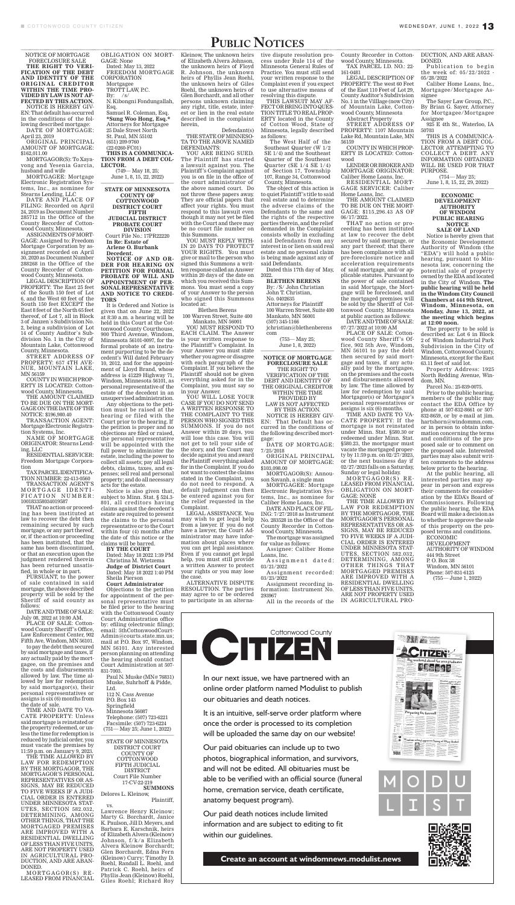# Public Notices

NOTICE OF MORTGAGE FORECLOSURE SALE

**THE RIGHT TO VERIFICATION OF THE DEBT AND IDENTITY OF THE ORIGINAL CREDITOR WITHIN THE TIME PROVIDED BY LAW IS NOT AFFECTED BY THIS ACTION.**

NOTICE IS HEREBY GIVEN: That default has occurred in the conditions of the following described mortgage:

DATE OF MORTGAGE: April 23, 2019

ORIGINAL PRINCIPAL AMOUNT OF MORTGAGE: $162,011.00

MORTGAGOR(S): To Xayavong and Yesenia Garcia, husband and wife

MORTGAGEE: Mortgage Electronic Registration Systems, Inc., as nominee for Stearns Lending, LLC

DATE AND PLACE OF FILING: Recorded on April 24, 2019 as Document Number 285712 in the Office of the County Recorder of Cottonwood County, Minnesota.

ASSIGNMENTS OF MORTGAGE: Assigned to: Freedom Mortgage Corporation by assignment recorded on April 30, 2020 as Document Number 288268 in the Office of the County Recorder of Cottonwood County, Minnesota.

LEGAL DESCRIPTION OF PROPERTY: The East 25 feet of the South 150 feet of Lot 6, and the West 60 feet of the South 150 feet EXCEPT the East 8 feet of the North 65 feet thereof, of Lot 7, all in Block 3 of Janzen`s Subdivision No. 2, being a subdivision of Lot 14 of County Auditor`s Subdivision No. 1 in the City of Mountain Lake, Cottonwood County, Minnesota.

STREET ADDRESS OF PROPERTY: 657 4TH AVENUE, MOUNTAIN LAKE, MN 56159

COUNTY IN WHICH PROPERTY IS LOCATED: Cottonwood County, Minnesota.

THE AMOUNT CLAIMED TO BE DUE ON THE MORTGAGE ON THE DATE OF THE NOTICE: $196,980.40

TRANSACTION AGENT: Mortgage Electronic Registration Systems, Inc.

NAME OF MORTGAGE ORIGINATOR: Stearns Lending, LLC

RESIDENTIAL SERVICER: Freedom Mortgage Corporation

TAX PARCEL IDENTIFICATION NUMBER: 22-413-0560

TRANSACTION AGENT'S MORTGAGE IDENTIFICATION NUMBER: 100183358034019587

THAT no action or proceeding has been instituted at law to recover the debt then remaining secured by such mortgage, or any part thereof, or, if the action or proceeding has been instituted, that the same has been discontinued, or that an execution upon the judgment rendered therein has been returned unsatisfied, in whole or in part.

PURSUANT, to the power of sale contained in said mortgage, the above described property will be sold by the Sheriff of said county as follows:

DATE AND TIME OF SALE: July 08, 2022 at 10:00 AM.

PLACE OF SALE: Cottonwood County Sheriff's Office, Law Enforcement Center, 902 Fifth Ave, Windom, MN 56101.

to pay the debt then secured by said mortgage and taxes, if any actually paid by the mortgagee, on the premises and the costs and disbursements allowed by law. The time allowed by law for redemption by said mortgagor(s), their personal representatives or assigns is six (6) months from the date of sale.

TIME AND DATE TO VACATE PROPERTY: Unless said mortgage is reinstated or the property redeemed, or unless the time for redemption is reduced by judicial order, you must vacate the premises by 11:59 p.m. on January 9, 2023.

THE TIME ALLOWED BY LAW FOR REDEMPTION BY THE MORTGAGOR, THE MORTGAGOR'S PERSONAL REPRESENTATIVES OR ASSIGNS, MAY BE REDUCED TO FIVE WEEKS IF A JUDICIAL ORDER IS ENTERED UNDER MINNESOTA STATUTES, SECTION 582.032, DETERMINING, AMONG OTHER THINGS, THAT THE MORTGAGED PREMISES ARE IMPROVED WITH A RESIDENTIAL DWELLING OF LESS THAN FIVE UNITS, ARE NOT PROPERTY USED IN AGRICULTURAL PRODUCTION, AND ARE ABANDONED.

MORTGAGOR(S) RELEASED FROM FINANCIAL OBLIGATION ON MORTGAGE: None

Dated: May 13, 2022

FREEDOM MORTGAGE CORPORATION
Mortgagee
TROTT LAW, P.C.
By: /s/
N. Kibongni Fondungallah, Esq.
Samuel R. Coleman, Esq.
**\*Sung Woo Hong, Esq.\***
Attorneys for Mortgagee
25 Dale Street North
St. Paul, MN 55102
(651) 209-9760
(22-0260-FC01)

**THIS IS A COMMUNICATION FROM A DEBT COLLECTOR.**

(749— May 18, 25; June 1, 8, 15, 22, 2022)

---

**STATE OF MINNESOTA COUNTY OF COTTONWOOD DISTRICT COURT FIFTH JUDICIAL DISTRICT PROBATE COURT DIVISION**

Court File No.: 17PR22220

**In Re: Estate of Arlene O. Burbank Decedent.**

**NOTICE OF AND ORDER FOR HEARING ON PETITION FOR FORMAL PROBATE OF WILL AND APPOINTMENT OF PERSONAL REPRESENTATIVE AND NOTICE TO CREDITORS**

It is Ordered and Notice is given that on June 22, 2022 at 8:30 a.m. a hearing will be held in this Court at the Cottonwood County Courthouse, 900 Third Avenue, Windom, Minnesota 56101-0097, for the formal probate of an instrument purporting to be the decedent's Will dated February 10, 2012, and for the appointment of Lloyd Brand, whose address is 41229 Highway 71, Windom, Minnesota 56101, as personal representative of the estate of the decedent in an unsupervised administration.

Any objections to the petition must be raised at the hearing or filed with the Court prior to the hearing. If the petition is proper and no objections are filed or raised, the personal representative will be appointed with the full power to administer the estate, including the power to collect all assets; pay all legal debts, claims, taxes, and expenses; sell real and personal property; and do all necessary acts for the estate.

Notice is also given that, subject to Minn. Stat. § 524.3-801, all creditors having claims against the decedent's estate are required to present the claims to the personal representative or to the Court within four (4) months after the date of this notice or the claims will be barred.

**BY THE COURT**

Dated: May 18 2022 1:39 PM
Christina M. Wietzema
**Judge of District Court**
Dated: May 18 2022 1:40 PM
Sheila Pierson
**Court Administrator**

Objections to the petition for appointment of the personal representative must be filed prior to the hearing with the Cottonwood County Court Administration office by: efiling (electronic filing); email: 5thCottonwoodCourtAdmin@courts.state.mn.us; mail at P.O. Box 97, Windom, MN 56101. Any interested person planning on attending the hearing should contact Court Administration at 507-831-7003.

Paul N. Muske (MN# 76831)
Muske, Suhrhoff & Pidde, Ltd.
112 N. Cass Avenue
P.O. Box 145
Springfield
Minnesota 56087
Telephone: (507) 723-6221
Facsimile: (507) 723-6224
(751— May 25; June 1, 2022)

---

STATE OF MINNESOTA
DISTRICT COURT
COUNTY OF COTTONWOOD
FIFTH JUDICIAL DISTRICT
Court File Number 17-CV-22-219

**SUMMONS**

Delores L. Kleinow,
Plaintiff,
vs.
Lawrence Henry Kleinow; Marty G. Borchardt, Janice K. Paulson, Jill D. Meyers, and Barbara E. Karschnik, heirs of Elizabeth Alvera (Kleinow) Johnson, f/k/a Elizabeth Alvera Kleinow Borchardt; Glen Borchardt, Edna Fern (Kleinow) Curry; Timothy D. Roehl, Randall L. Roehl, and Patrick C. Roehl, heirs of Phyllis Jean (Kleinow) Roehl, Giles Roehl; Richard Roy Kleinow, The unknown heirs of Elizabeth Alvera Johnson, the unknown heirs of Floyd R. Johnson, the unknown heirs of Phyllis Jean Roehl, the unknown heirs of Giles Roehl, the unknown heirs of Glen Borchardt, and all other persons unknown claiming any right, title, estate, interest or lien in the real estate described in the complaint herein,
Defendant(s)

THE STATE OF MINNESOTA TO THE ABOVE NAMED DEFENDANTS:

YOU ARE BEING SUED. The Plaintiff has started a lawsuit against you. The Plaintiff's Complaint against you is on file in the office of the court administrator of the above named court. Do not throw these papers away. They are official papers that affect your rights. You must respond to this lawsuit even though it may not yet be filed with the Court and there may be no court file number on this Summons.

YOU MUST REPLY WITHIN 20 DAYS TO PROTECT YOUR RIGHTS. You must give or mail to the person who signed this Summons a written response called an Answer within 20 days of the date on which you received this Summons. You must send a copy of your Answer to the person who signed this Summons located at:

Blethen Berens
100 Warren Street, Suite 400
Mankato, MN 56001

YOU MUST RESPOND TO EACH CLAIM. The Answer is your written response to the Plaintiff's Complaint. In your Answer you must state whether you agree or disagree with each paragraph of the Complaint. If you believe the Plaintiff should not be given everything asked for in the Complaint, you must say so in your Answer.

YOU WILL LOSE YOUR CASE IF YOU DO NOT SEND A WRITTEN RESPONSE TO THE COMPLAINT TO THE PERSON WHO SIGNED THIS SUMMONS. If you do not Answer within 20 days, you will lose this case. You will not get to tell your side of the story, and the Court may decide against you and award the Plaintiff everything asked for in the Complaint. If you do not want to contest the claims stated in the Complaint, you do not need to respond. A default judgment can then be entered against you for the relief requested in the Complaint.

LEGAL ASSISTANCE. You may wish to get legal help from a lawyer. If you do not have a lawyer, the Court Administrator may have information about places where you can get legal assistance. Even if you cannot get legal help, you must still provide a written Answer to protect your rights or you may lose the case.

ALTERNATIVE DISPUTE RESOLUTION. The parties may agree to or be ordered to participate in an alternative dispute resolution process under Rule 114 of the Minnesota General Rules of Practice. You must still send your written response to the Complaint even if you expect to use alternative means of resolving this dispute.

THIS LAWSUIT MAY AFFECT OR BRING INTO QUESTION TITLE TO REAL PROPERTY located in the County of Cotton Wood, State of Minnesota, legally described as follows:

The West Half of the Southeast Quarter (W 1/2 SE 1/4) and the Southeast Quarter of the Southeast Quarter (SE 1/4 SE 1/4) of Section 17, Township 107, Range 34, Cottonwood County, Minnesota.

The object of this action is to quiet Plaintiff's title to said real estate and to determine the adverse claims of the Defendants to the same and the rights of the respective parties therein, and the relief demanded in the Complaint consists wholly in excluding said Defendants from any interest in or lien on said real estate and no personal claim is being made against any of said Defendants.

Dated this 17th day of May, 2022.

**BLETHEN BERENS**
By: /S/ John Christian
John T. Christian,
No. 0402635
Attorneys for Plaintiff
100 Warren Street, Suite 400
Mankato, MN 56001
(507) 345-1166
jchristian@blethenberens com

(753— May 25; June 1, 8, 2022)

---

**NOTICE OF MORTGAGE FORECLOSURE SALE**

THE RIGHT TO VERIFICATION OF THE DEBT AND IDENTITY OF THE ORIGINAL CREDITOR WITHIN THE TIME PROVIDED BY LAW IS NOT AFFECTED BY THIS ACTION.

NOTICE IS HEREBY GIVEN: That Default has occurred in the conditions of the following described mortgage:

DATE OF MORTGAGE: 7/25/2018

ORIGINAL PRINCIPAL AMOUNT OF MORTGAGE: $103,098.00

MORTGAGOR(S): Announson Savanh, a single man

MORTGAGEE: Mortgage Electronic Registration Systems, Inc., as nominee for Caliber Home Loans, Inc.

DATE AND PLACE OF FILING: 7/27/2018 as Instrument No. 283528 in the Office of the County Recorder in Cottonwood County, Minnesota.

The mortgage was assigned for value as follows:

Assignee: Caliber Home Loans, Inc.

Assignment dated: 03/21/2022

Assignment recorded: 03/23/2022

Assignment recording information: Instrument No. 293967

All in the records of the County Recorder in Cottonwood County, Minnesota.

TAX PARCEL I.D. NO.: 22-161-0481

LEGAL DESCRIPTION OF PROPERTY: The west 60 Feet of the East 110 Feet of Lot 29, County Auditor's Subdivision No. 1 in the Village (now City) of Mountain Lake, Cottonwood County, Minnesota

Abstract Property

STREET ADDRESS OF PROPERTY: 1107 Mountain Lake Rd, Mountain Lake, MN 56159

COUNTY IN WHICH PROPERTY IS LOCATED: Cottonwood

LENDER OR BROKER AND MORTGAGE ORIGINATOR: Caliber Home Loans, Inc.

RESIDENTIAL MORTGAGE SERVICER: Caliber Home Loans, Inc.

THE AMOUNT CLAIMED TO BE DUE ON THE MORTGAGE: $115,296.43 AS OF 06/17/2022.

THAT no action or proceeding has been instituted at law to recover the debt secured by said mortgage, or any part thereof; that there has been compliance with all pre-foreclosure notice and acceleration requirements of said mortgage, and/or applicable statutes. Pursuant to the power of sale contained in said Mortgage, the Mortgage will be foreclosed, and the mortgaged premises will be sold by the Sheriff of Cottonwood County, Minnesota at public auction as follows:

DATE AND TIME OF SALE: 07/27/2022 at 10:00 AM

PLACE OF SALE: Cottonwood County Sheriff's Office, 902 5th Ave, Windom, MN 56101 to pay the debt then secured by said mortgage and taxes, if any actually paid by the mortgagee, on the premises and the costs and disbursements allowed by law. The time allowed by law for redemption by said Mortgagor(s) or Mortgagor's personal representatives or assigns is six (6) months.

TIME AND DATE TO VACATE PROPERTY: If the mortgage is not reinstated under Minn. Stat. §580.30 or redeemed under Minn. Stat. §580.23, the mortgagor must vacate the mortgaged property by 11:59 p.m. on 02/27/2023, or the next business day if 02/27/2023 falls on a Saturday, Sunday or legal holiday.

MORTGAGOR(S) RELEASED FROM FINANCIAL OBLIGATION ON MORTGAGE: NONE

THE TIME ALLOWED BY LAW FOR REDEMPTION BY THE MORTGAGOR, THE MORTGAGOR'S PERSONAL REPRESENTATIVES OR ASSIGNS, MAY BE REDUCED TO FIVE WEEKS IF A JUDICIAL ORDER IS ENTERED UNDER MINNESOTA STATUTES, SECTION 582.032, DETERMINING, AMONG OTHER THINGS THAT MORTGAGED PREMISES ARE IMPROVED WITH A RESIDENTIAL DWELLING OF LESS THAN FIVE UNITS, ARE NOT PROPERTY USED IN AGRICULTURAL PRODUCTION, AND ARE ABANDONED.

Publication to begin the week of: 05/22/2022 - 05/28/2022

Caliber Home Loans, Inc., Mortgagee/Mortgagee Assignee

The Sayer Law Group, P.C., By Brian G. Sayer, Attorney for Mortgagee/Mortgagee Assignee

925 E 4th St., Waterloo, IA 50703

THIS IS A COMMUNICATION FROM A DEBT COLLECTOR ATTEMPTING TO COLLECT A DEBT. ANY INFORMATION OBTAINED WILL BE USED FOR THAT PURPOSE.

(754— May 25; June 1, 8, 15, 22, 29, 2022)

---

**ECONOMIC DEVELOPMENT AUTHORITY OF WINDOM PUBLIC HEARING NOTICE SALE OF LAND**

Notice is hereby given that the Economic Development Authority of Windom (the "EDA") will hold a public hearing, pursuant to Minnesota law, concerning the potential sale of property owned by the EDA and located in the City of Windom. **The public hearing will be held in the Windom City Council Chambers at 444 9th Street, Windom, Minnesota, on Monday, June 13, 2022, at the meeting which begins at 12:00 noon.**

The property to be sold is described as: Lot 6 in Block 2 of Windom Industrial Park Subdivision in the City of Windom, Cottonwood County, Minnesota, except for the East 63.11 feet of said lot.

Property Address: 1925 North Redding Avenue, Windom, MN.

Parcel No.: 25-839-0075.

Prior to the public hearing, members of the public may contact the EDA Office by phone at 507-832-8661 or 507-832-8659, or by e-mail at jim.hartshorn@windommn.com, or in person to obtain information concerning the terms and conditions of the proposed sale or to comment on the proposed sale. Interested parties may also submit written comments to the address below prior to the hearing.

At the public hearing, all interested parties may appear in person and express their comments for consideration by the EDA's Board of Commissioners. Following the public hearing, the EDA Board will make a decision as to whether to approve the sale of this property on the proposed terms and conditions.

ECONOMIC DEVELOPMENT AUTHORITY OF WINDOM
444 9th Street
P. O. Box 38
Windom, MN 56101
Phone: 507-831-6125
(755— June 1, 2022)

---

Cottonwood County **CITIZEN**

In our next issue, we have partnered with an online order platform named Modulist to publish our obituaries and death notices.

It is an intuitive, self-serve order platform where once the order is processed to its completion will be uploaded the same day on our website!

Our paid obituaries can include up to two photos, biographical information, and survivors, and will not be edited. All obituaries must be able to be verified with an official source (funeral home, cremation service, death certificate, anatomy bequest program).

Our paid death notices include limited information and are subject to editing to fit within our guidelines.

MODULIST

**Create an account at windomnews.modulist.news**